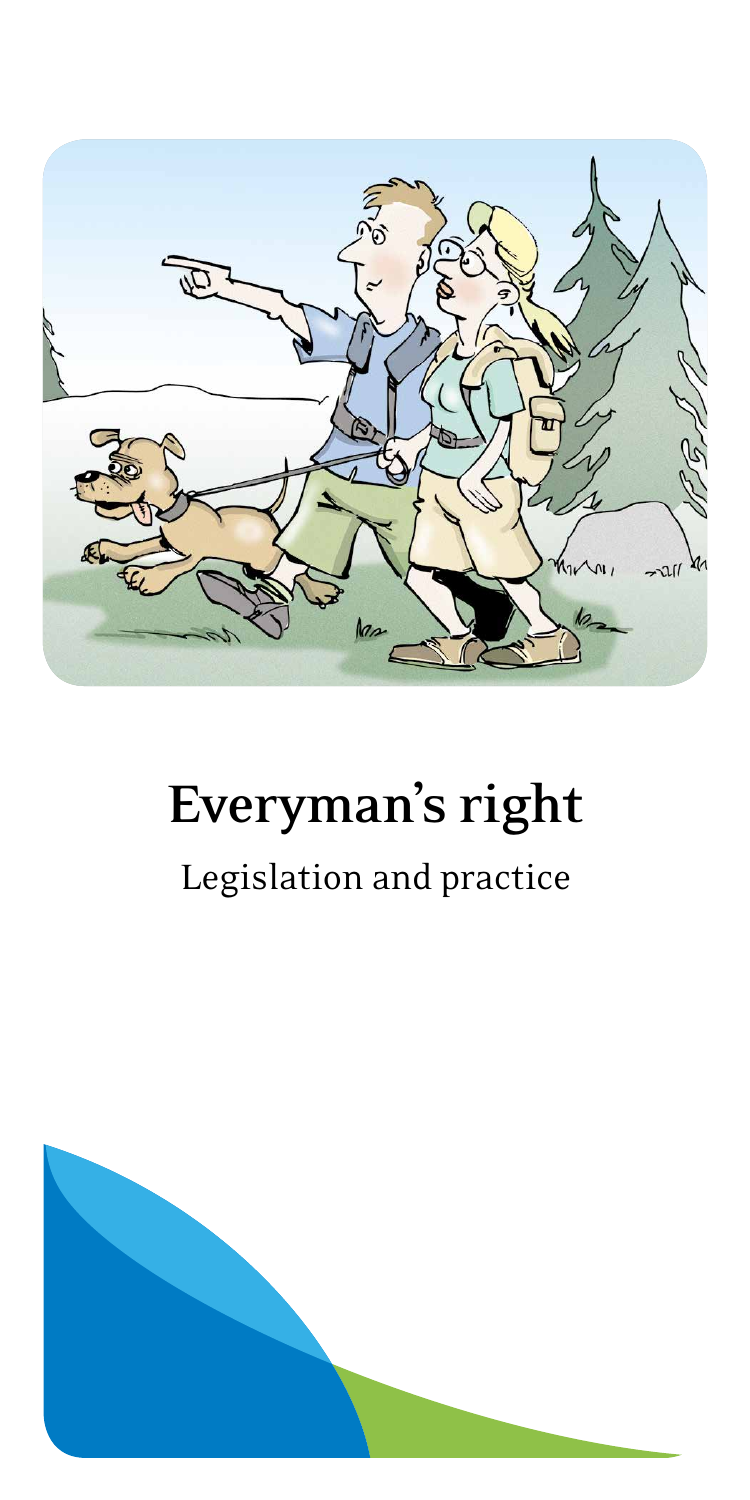# Everyman's right

Legislation and practice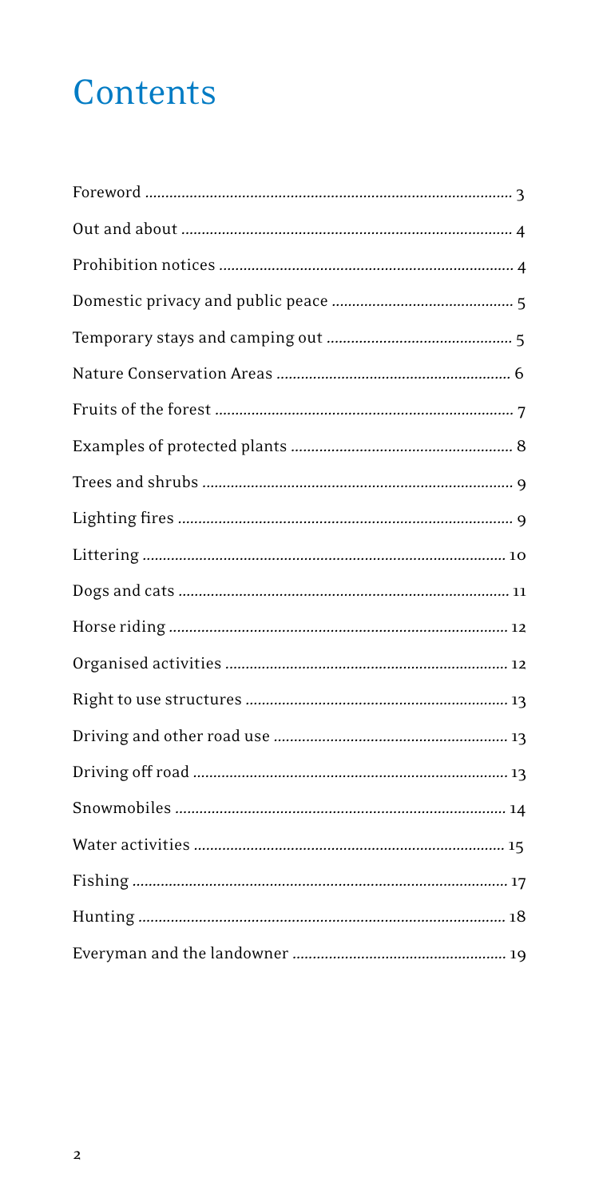# Contents

| | |
|---|---|
| Foreword | 3 |
| Out and about | 4 |
| Prohibition notices | 4 |
| Domestic privacy and public peace | 5 |
| Temporary stays and camping out | 5 |
| Nature Conservation Areas | 6 |
| Fruits of the forest | 7 |
| Examples of protected plants | 8 |
| Trees and shrubs | 9 |
| Lighting fires | 9 |
| Littering | 10 |
| Dogs and cats | 11 |
| Horse riding | 12 |
| Organised activities | 12 |
| Right to use structures | 13 |
| Driving and other road use | 13 |
| Driving off road | 13 |
| Snowmobiles | 14 |
| Water activities | 15 |
| Fishing | 17 |
| Hunting | 18 |
| Everyman and the landowner | 19 |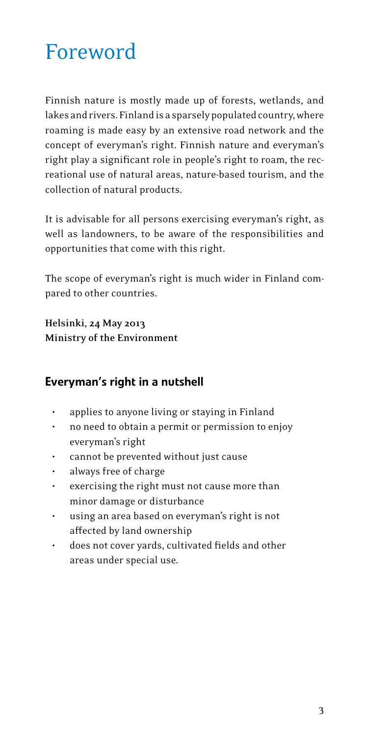# Foreword

Finnish nature is mostly made up of forests, wetlands, and lakes and rivers. Finland is a sparsely populated country, where roaming is made easy by an extensive road network and the concept of everyman's right. Finnish nature and everyman's right play a significant role in people's right to roam, the recreational use of natural areas, nature-based tourism, and the collection of natural products.

It is advisable for all persons exercising everyman's right, as well as landowners, to be aware of the responsibilities and opportunities that come with this right.

The scope of everyman's right is much wider in Finland compared to other countries.

**Helsinki, 24 May 2013**
**Ministry of the Environment**

## Everyman's right in a nutshell

- applies to anyone living or staying in Finland
- no need to obtain a permit or permission to enjoy everyman's right
- cannot be prevented without just cause
- always free of charge
- exercising the right must not cause more than minor damage or disturbance
- using an area based on everyman's right is not affected by land ownership
- does not cover yards, cultivated fields and other areas under special use.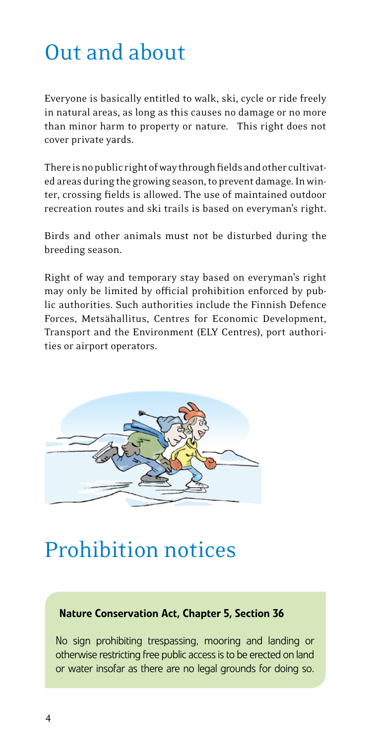# Out and about

Everyone is basically entitled to walk, ski, cycle or ride freely in natural areas, as long as this causes no damage or no more than minor harm to property or nature. This right does not cover private yards.

There is no public right of way through fields and other cultivated areas during the growing season, to prevent damage. In winter, crossing fields is allowed. The use of maintained outdoor recreation routes and ski trails is based on everyman's right.

Birds and other animals must not be disturbed during the breeding season.

Right of way and temporary stay based on everyman's right may only be limited by official prohibition enforced by public authorities. Such authorities include the Finnish Defence Forces, Metsähallitus, Centres for Economic Development, Transport and the Environment (ELY Centres), port authorities or airport operators.

# Prohibition notices

**Nature Conservation Act, Chapter 5, Section 36**

No sign prohibiting trespassing, mooring and landing or otherwise restricting free public access is to be erected on land or water insofar as there are no legal grounds for doing so.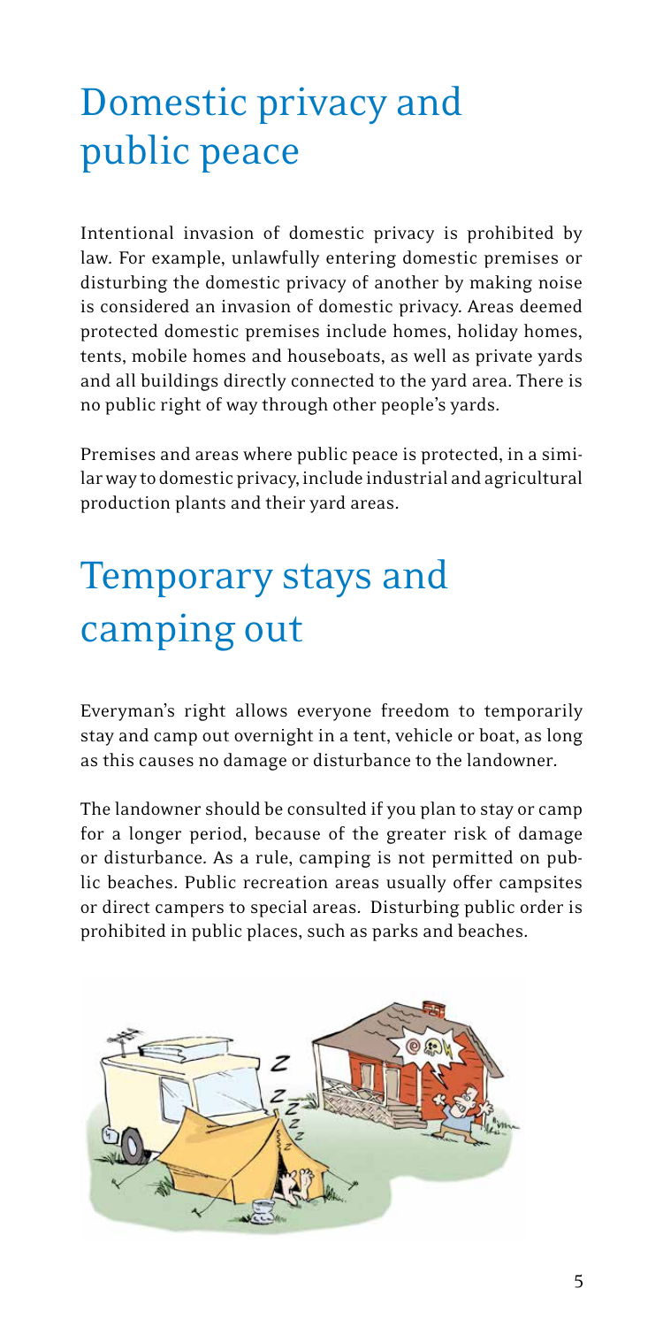# Domestic privacy and public peace

Intentional invasion of domestic privacy is prohibited by law. For example, unlawfully entering domestic premises or disturbing the domestic privacy of another by making noise is considered an invasion of domestic privacy. Areas deemed protected domestic premises include homes, holiday homes, tents, mobile homes and houseboats, as well as private yards and all buildings directly connected to the yard area. There is no public right of way through other people's yards.

Premises and areas where public peace is protected, in a similar way to domestic privacy, include industrial and agricultural production plants and their yard areas.

# Temporary stays and camping out

Everyman's right allows everyone freedom to temporarily stay and camp out overnight in a tent, vehicle or boat, as long as this causes no damage or disturbance to the landowner.

The landowner should be consulted if you plan to stay or camp for a longer period, because of the greater risk of damage or disturbance. As a rule, camping is not permitted on public beaches. Public recreation areas usually offer campsites or direct campers to special areas. Disturbing public order is prohibited in public places, such as parks and beaches.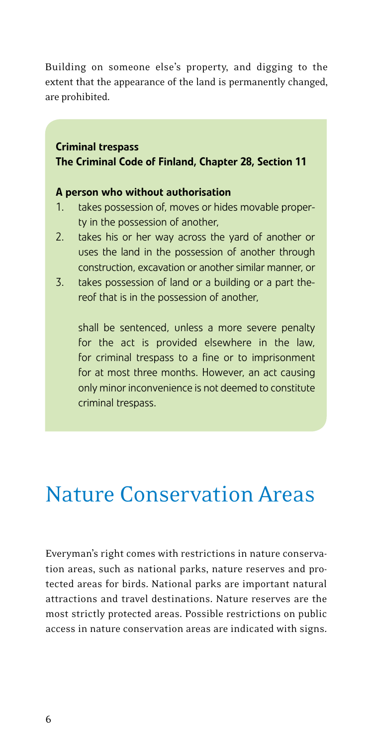Building on someone else's property, and digging to the extent that the appearance of the land is permanently changed, are prohibited.

**Criminal trespass**
**The Criminal Code of Finland, Chapter 28, Section 11**

**A person who without authorisation**

1. takes possession of, moves or hides movable property in the possession of another,
2. takes his or her way across the yard of another or uses the land in the possession of another through construction, excavation or another similar manner, or
3. takes possession of land or a building or a part thereof that is in the possession of another,

shall be sentenced, unless a more severe penalty for the act is provided elsewhere in the law, for criminal trespass to a fine or to imprisonment for at most three months. However, an act causing only minor inconvenience is not deemed to constitute criminal trespass.

# Nature Conservation Areas

Everyman's right comes with restrictions in nature conservation areas, such as national parks, nature reserves and protected areas for birds. National parks are important natural attractions and travel destinations. Nature reserves are the most strictly protected areas. Possible restrictions on public access in nature conservation areas are indicated with signs.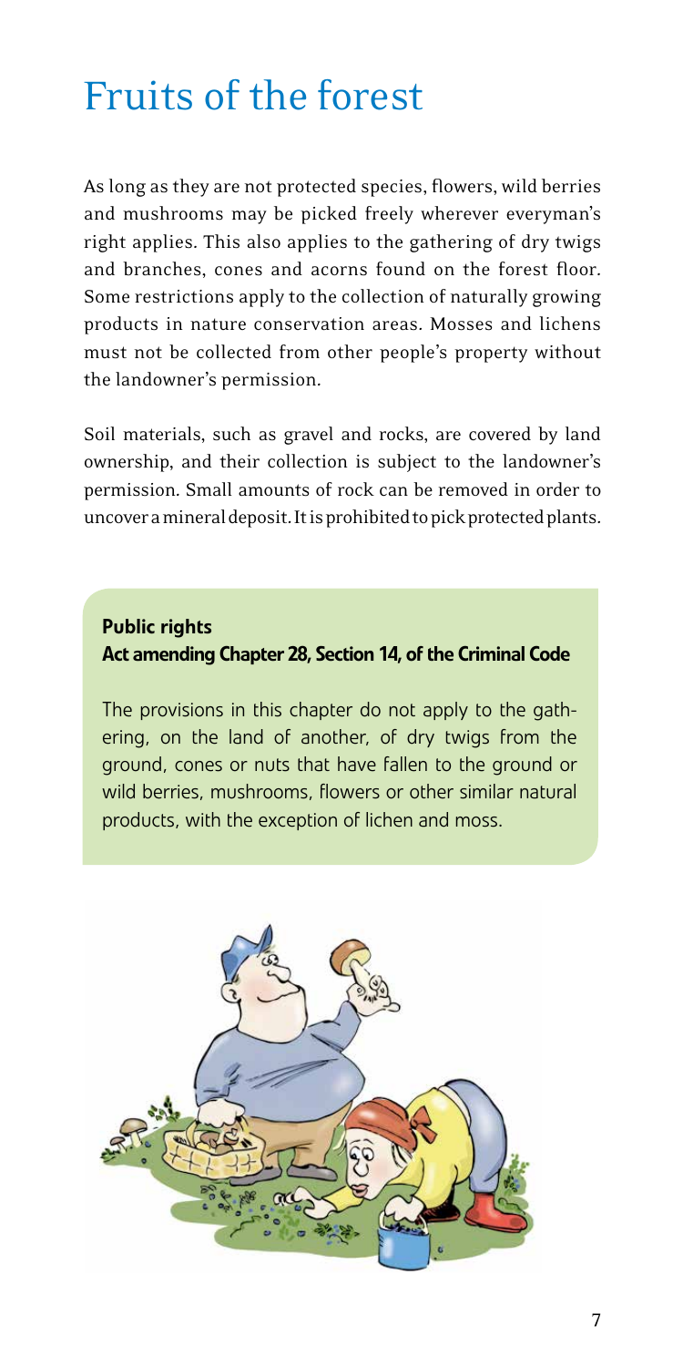# Fruits of the forest

As long as they are not protected species, flowers, wild berries and mushrooms may be picked freely wherever everyman's right applies. This also applies to the gathering of dry twigs and branches, cones and acorns found on the forest floor. Some restrictions apply to the collection of naturally growing products in nature conservation areas. Mosses and lichens must not be collected from other people's property without the landowner's permission.

Soil materials, such as gravel and rocks, are covered by land ownership, and their collection is subject to the landowner's permission. Small amounts of rock can be removed in order to uncover a mineral deposit. It is prohibited to pick protected plants.

**Public rights**
**Act amending Chapter 28, Section 14, of the Criminal Code**

The provisions in this chapter do not apply to the gathering, on the land of another, of dry twigs from the ground, cones or nuts that have fallen to the ground or wild berries, mushrooms, flowers or other similar natural products, with the exception of lichen and moss.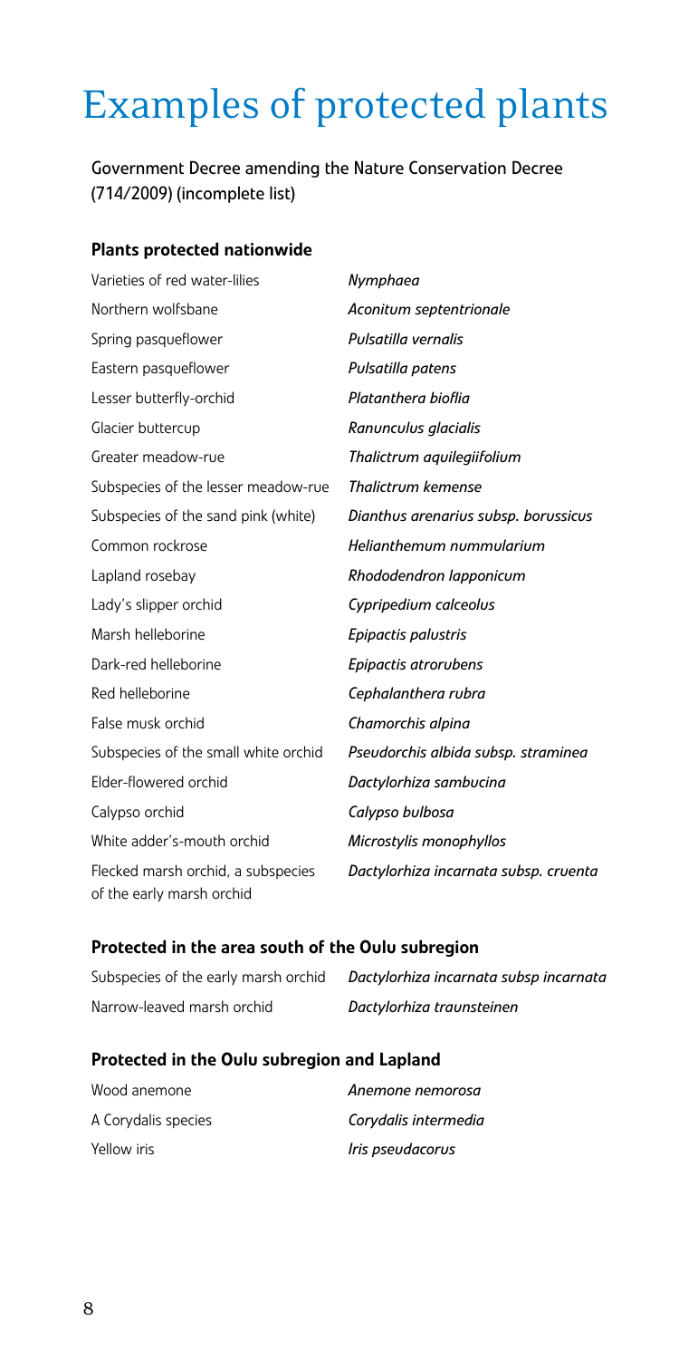# Examples of protected plants

Government Decree amending the Nature Conservation Decree (714/2009) (incomplete list)

### Plants protected nationwide

| | |
|---|---|
| Varieties of red water-lilies | *Nymphaea* |
| Northern wolfsbane | *Aconitum septentrionale* |
| Spring pasqueflower | *Pulsatilla vernalis* |
| Eastern pasqueflower | *Pulsatilla patens* |
| Lesser butterfly-orchid | *Platanthera bioflia* |
| Glacier buttercup | *Ranunculus glacialis* |
| Greater meadow-rue | *Thalictrum aquilegiifolium* |
| Subspecies of the lesser meadow-rue | *Thalictrum kemense* |
| Subspecies of the sand pink (white) | *Dianthus arenarius subsp. borussicus* |
| Common rockrose | *Helianthemum nummularium* |
| Lapland rosebay | *Rhododendron lapponicum* |
| Lady's slipper orchid | *Cypripedium calceolus* |
| Marsh helleborine | *Epipactis palustris* |
| Dark-red helleborine | *Epipactis atrorubens* |
| Red helleborine | *Cephalanthera rubra* |
| False musk orchid | *Chamorchis alpina* |
| Subspecies of the small white orchid | *Pseudorchis albida subsp. straminea* |
| Elder-flowered orchid | *Dactylorhiza sambucina* |
| Calypso orchid | *Calypso bulbosa* |
| White adder's-mouth orchid | *Microstylis monophyllos* |
| Flecked marsh orchid, a subspecies of the early marsh orchid | *Dactylorhiza incarnata subsp. cruenta* |

### Protected in the area south of the Oulu subregion

| | |
|---|---|
| Subspecies of the early marsh orchid | *Dactylorhiza incarnata subsp incarnata* |
| Narrow-leaved marsh orchid | *Dactylorhiza traunsteinen* |

### Protected in the Oulu subregion and Lapland

| | |
|---|---|
| Wood anemone | *Anemone nemorosa* |
| A Corydalis species | *Corydalis intermedia* |
| Yellow iris | *Iris pseudacorus* |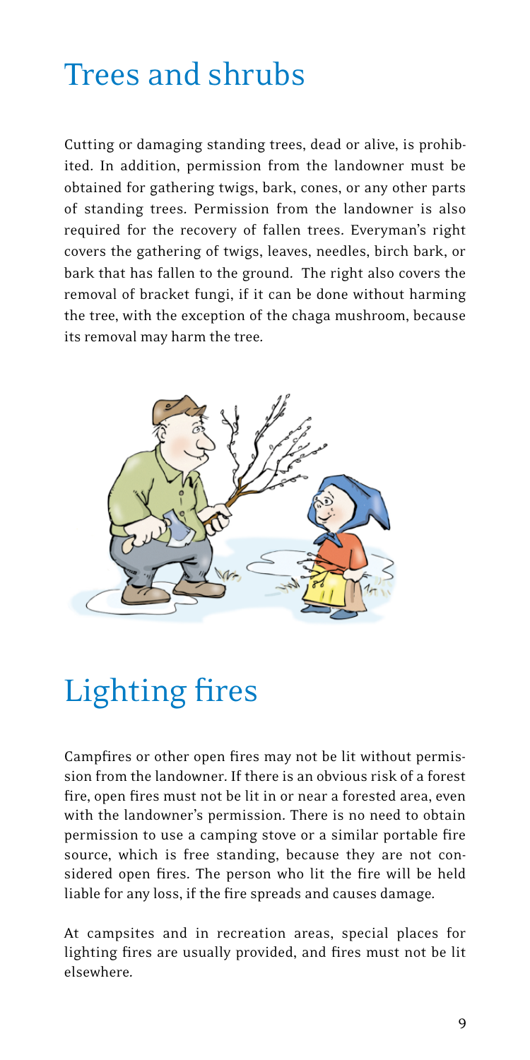# Trees and shrubs

Cutting or damaging standing trees, dead or alive, is prohibited. In addition, permission from the landowner must be obtained for gathering twigs, bark, cones, or any other parts of standing trees. Permission from the landowner is also required for the recovery of fallen trees. Everyman's right covers the gathering of twigs, leaves, needles, birch bark, or bark that has fallen to the ground. The right also covers the removal of bracket fungi, if it can be done without harming the tree, with the exception of the chaga mushroom, because its removal may harm the tree.

# Lighting fires

Campfires or other open fires may not be lit without permission from the landowner. If there is an obvious risk of a forest fire, open fires must not be lit in or near a forested area, even with the landowner's permission. There is no need to obtain permission to use a camping stove or a similar portable fire source, which is free standing, because they are not considered open fires. The person who lit the fire will be held liable for any loss, if the fire spreads and causes damage.

At campsites and in recreation areas, special places for lighting fires are usually provided, and fires must not be lit elsewhere.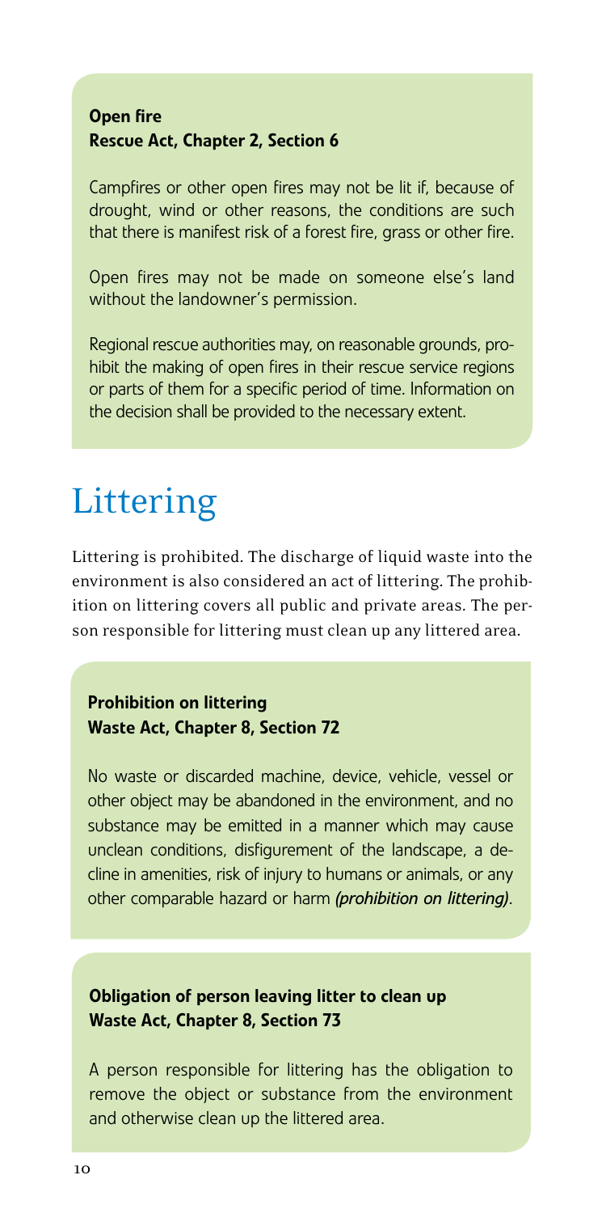**Open fire**
**Rescue Act, Chapter 2, Section 6**

Campfires or other open fires may not be lit if, because of drought, wind or other reasons, the conditions are such that there is manifest risk of a forest fire, grass or other fire.

Open fires may not be made on someone else's land without the landowner's permission.

Regional rescue authorities may, on reasonable grounds, prohibit the making of open fires in their rescue service regions or parts of them for a specific period of time. Information on the decision shall be provided to the necessary extent.

# Littering

Littering is prohibited. The discharge of liquid waste into the environment is also considered an act of littering. The prohibition on littering covers all public and private areas. The person responsible for littering must clean up any littered area.

**Prohibition on littering**
**Waste Act, Chapter 8, Section 72**

No waste or discarded machine, device, vehicle, vessel or other object may be abandoned in the environment, and no substance may be emitted in a manner which may cause unclean conditions, disfigurement of the landscape, a decline in amenities, risk of injury to humans or animals, or any other comparable hazard or harm *(prohibition on littering)*.

**Obligation of person leaving litter to clean up**
**Waste Act, Chapter 8, Section 73**

A person responsible for littering has the obligation to remove the object or substance from the environment and otherwise clean up the littered area.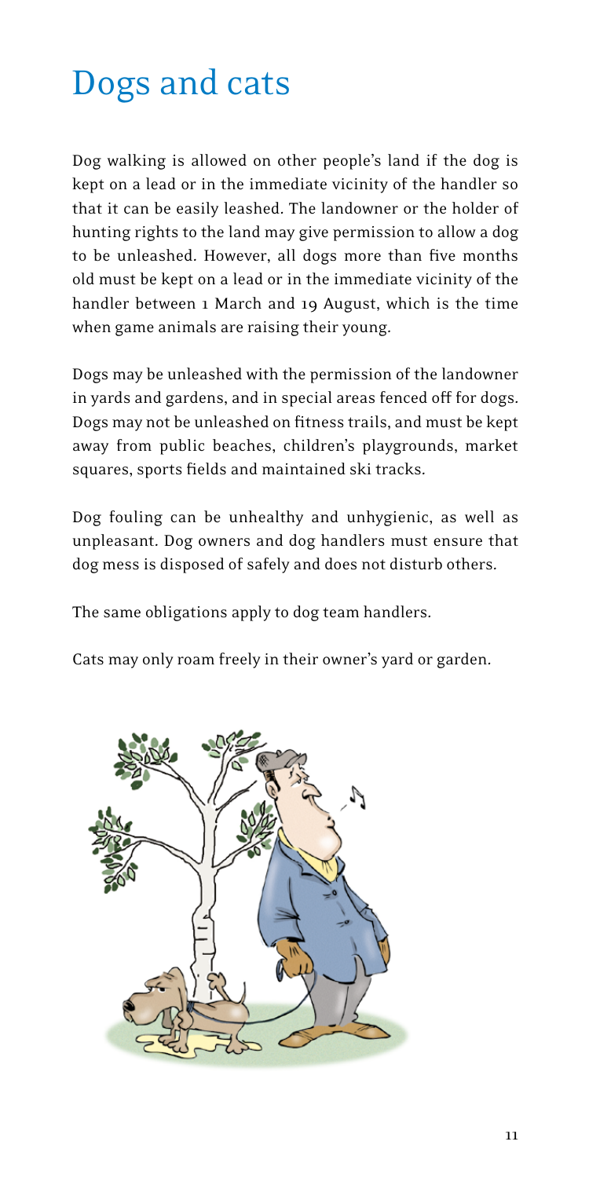# Dogs and cats

Dog walking is allowed on other people's land if the dog is kept on a lead or in the immediate vicinity of the handler so that it can be easily leashed. The landowner or the holder of hunting rights to the land may give permission to allow a dog to be unleashed. However, all dogs more than five months old must be kept on a lead or in the immediate vicinity of the handler between 1 March and 19 August, which is the time when game animals are raising their young.

Dogs may be unleashed with the permission of the landowner in yards and gardens, and in special areas fenced off for dogs. Dogs may not be unleashed on fitness trails, and must be kept away from public beaches, children's playgrounds, market squares, sports fields and maintained ski tracks.

Dog fouling can be unhealthy and unhygienic, as well as unpleasant. Dog owners and dog handlers must ensure that dog mess is disposed of safely and does not disturb others.

The same obligations apply to dog team handlers.

Cats may only roam freely in their owner's yard or garden.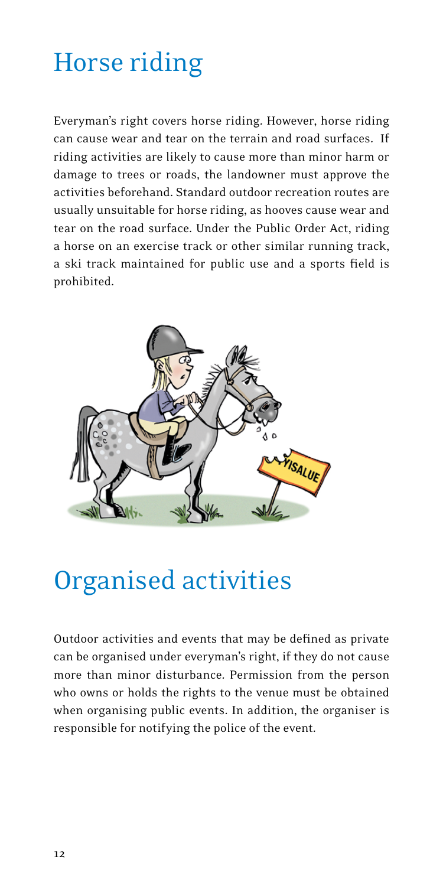# Horse riding

Everyman's right covers horse riding. However, horse riding can cause wear and tear on the terrain and road surfaces. If riding activities are likely to cause more than minor harm or damage to trees or roads, the landowner must approve the activities beforehand. Standard outdoor recreation routes are usually unsuitable for horse riding, as hooves cause wear and tear on the road surface. Under the Public Order Act, riding a horse on an exercise track or other similar running track, a ski track maintained for public use and a sports field is prohibited.

# Organised activities

Outdoor activities and events that may be defined as private can be organised under everyman's right, if they do not cause more than minor disturbance. Permission from the person who owns or holds the rights to the venue must be obtained when organising public events. In addition, the organiser is responsible for notifying the police of the event.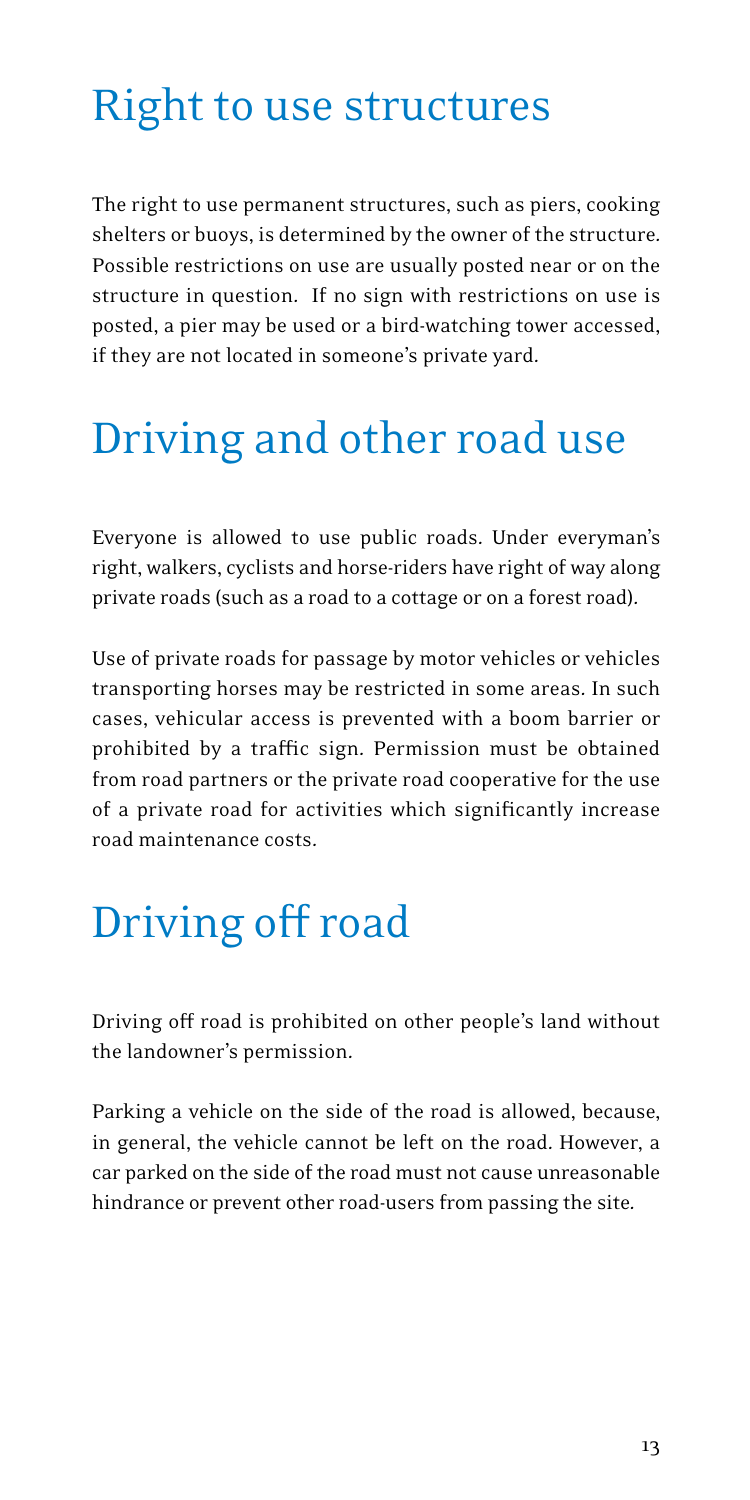# Right to use structures

The right to use permanent structures, such as piers, cooking shelters or buoys, is determined by the owner of the structure. Possible restrictions on use are usually posted near or on the structure in question. If no sign with restrictions on use is posted, a pier may be used or a bird-watching tower accessed, if they are not located in someone's private yard.

# Driving and other road use

Everyone is allowed to use public roads. Under everyman's right, walkers, cyclists and horse-riders have right of way along private roads (such as a road to a cottage or on a forest road).

Use of private roads for passage by motor vehicles or vehicles transporting horses may be restricted in some areas. In such cases, vehicular access is prevented with a boom barrier or prohibited by a traffic sign. Permission must be obtained from road partners or the private road cooperative for the use of a private road for activities which significantly increase road maintenance costs.

# Driving off road

Driving off road is prohibited on other people's land without the landowner's permission.

Parking a vehicle on the side of the road is allowed, because, in general, the vehicle cannot be left on the road. However, a car parked on the side of the road must not cause unreasonable hindrance or prevent other road-users from passing the site.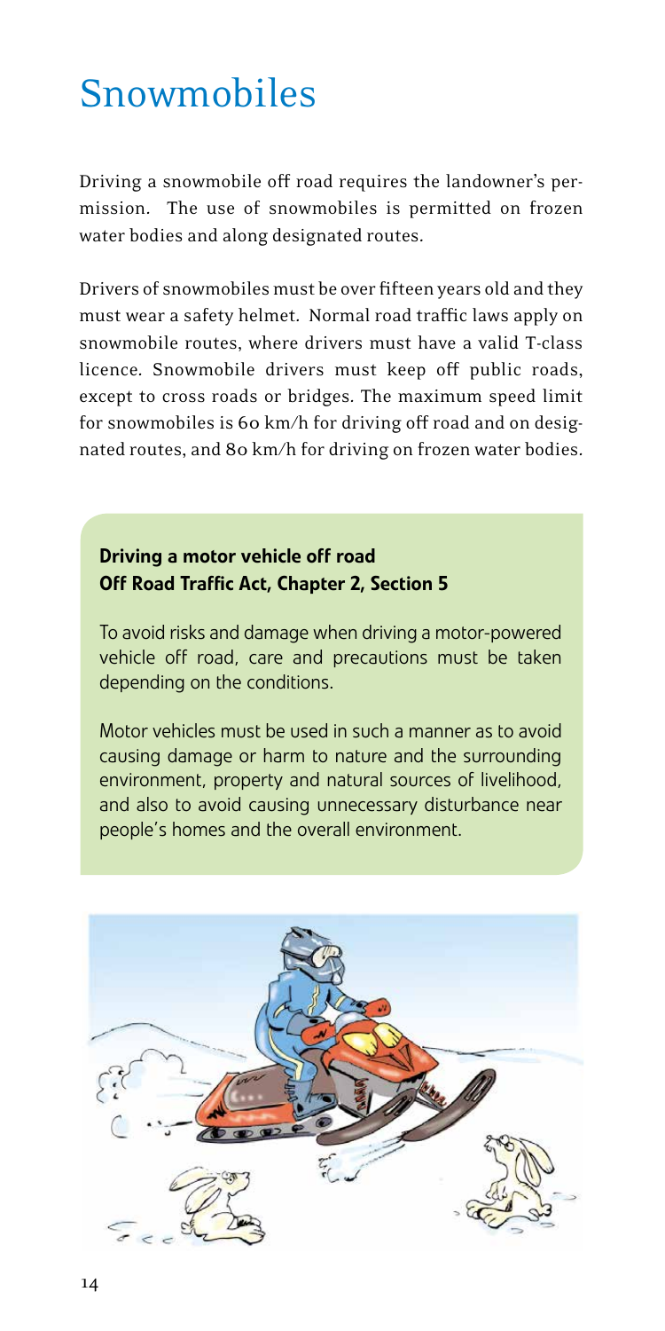# Snowmobiles

Driving a snowmobile off road requires the landowner's permission. The use of snowmobiles is permitted on frozen water bodies and along designated routes.

Drivers of snowmobiles must be over fifteen years old and they must wear a safety helmet. Normal road traffic laws apply on snowmobile routes, where drivers must have a valid T-class licence. Snowmobile drivers must keep off public roads, except to cross roads or bridges. The maximum speed limit for snowmobiles is 60 km/h for driving off road and on designated routes, and 80 km/h for driving on frozen water bodies.

**Driving a motor vehicle off road**
**Off Road Traffic Act, Chapter 2, Section 5**

To avoid risks and damage when driving a motor-powered vehicle off road, care and precautions must be taken depending on the conditions.

Motor vehicles must be used in such a manner as to avoid causing damage or harm to nature and the surrounding environment, property and natural sources of livelihood, and also to avoid causing unnecessary disturbance near people's homes and the overall environment.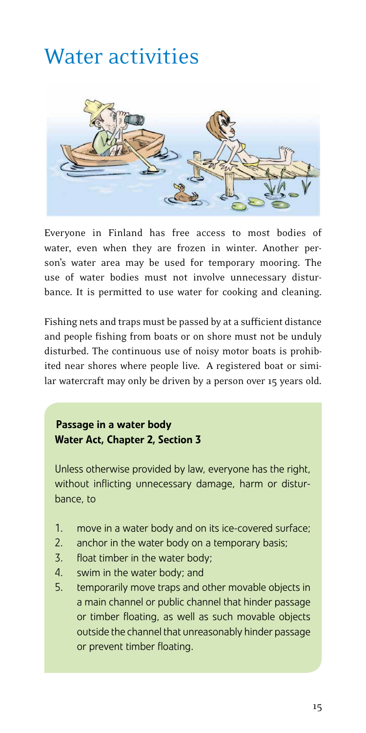# Water activities

Everyone in Finland has free access to most bodies of water, even when they are frozen in winter. Another person's water area may be used for temporary mooring. The use of water bodies must not involve unnecessary disturbance. It is permitted to use water for cooking and cleaning.

Fishing nets and traps must be passed by at a sufficient distance and people fishing from boats or on shore must not be unduly disturbed. The continuous use of noisy motor boats is prohibited near shores where people live. A registered boat or similar watercraft may only be driven by a person over 15 years old.

**Passage in a water body**
**Water Act, Chapter 2, Section 3**

Unless otherwise provided by law, everyone has the right, without inflicting unnecessary damage, harm or disturbance, to

1. move in a water body and on its ice-covered surface;
2. anchor in the water body on a temporary basis;
3. float timber in the water body;
4. swim in the water body; and
5. temporarily move traps and other movable objects in a main channel or public channel that hinder passage or timber floating, as well as such movable objects outside the channel that unreasonably hinder passage or prevent timber floating.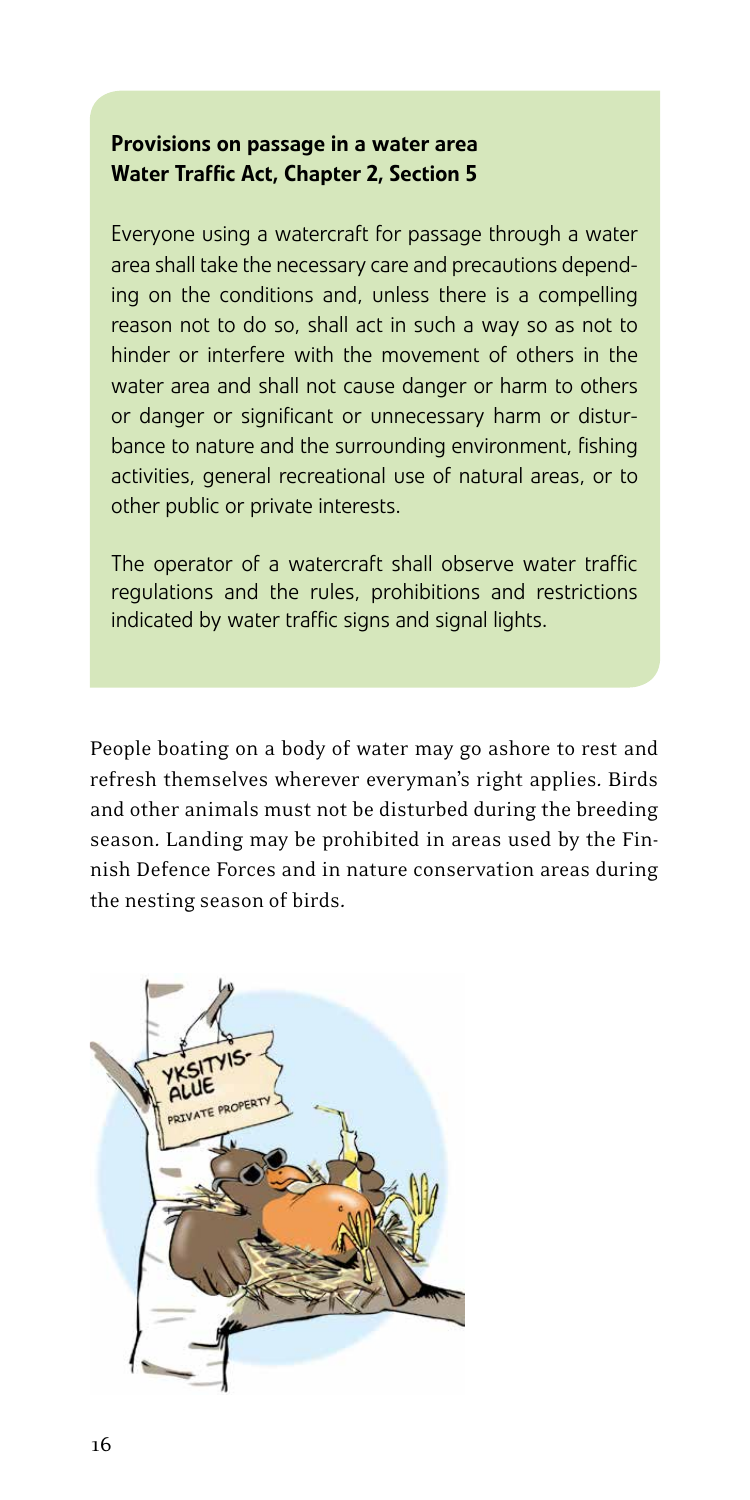**Provisions on passage in a water area**
**Water Traffic Act, Chapter 2, Section 5**

Everyone using a watercraft for passage through a water area shall take the necessary care and precautions depending on the conditions and, unless there is a compelling reason not to do so, shall act in such a way so as not to hinder or interfere with the movement of others in the water area and shall not cause danger or harm to others or danger or significant or unnecessary harm or disturbance to nature and the surrounding environment, fishing activities, general recreational use of natural areas, or to other public or private interests.

The operator of a watercraft shall observe water traffic regulations and the rules, prohibitions and restrictions indicated by water traffic signs and signal lights.

People boating on a body of water may go ashore to rest and refresh themselves wherever everyman's right applies. Birds and other animals must not be disturbed during the breeding season. Landing may be prohibited in areas used by the Finnish Defence Forces and in nature conservation areas during the nesting season of birds.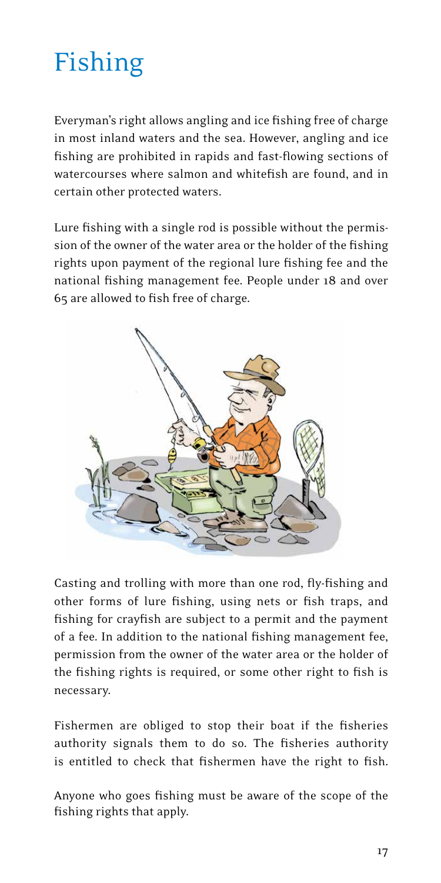# Fishing

Everyman's right allows angling and ice fishing free of charge in most inland waters and the sea. However, angling and ice fishing are prohibited in rapids and fast-flowing sections of watercourses where salmon and whitefish are found, and in certain other protected waters.

Lure fishing with a single rod is possible without the permission of the owner of the water area or the holder of the fishing rights upon payment of the regional lure fishing fee and the national fishing management fee. People under 18 and over 65 are allowed to fish free of charge.

Casting and trolling with more than one rod, fly-fishing and other forms of lure fishing, using nets or fish traps, and fishing for crayfish are subject to a permit and the payment of a fee. In addition to the national fishing management fee, permission from the owner of the water area or the holder of the fishing rights is required, or some other right to fish is necessary.

Fishermen are obliged to stop their boat if the fisheries authority signals them to do so. The fisheries authority is entitled to check that fishermen have the right to fish.

Anyone who goes fishing must be aware of the scope of the fishing rights that apply.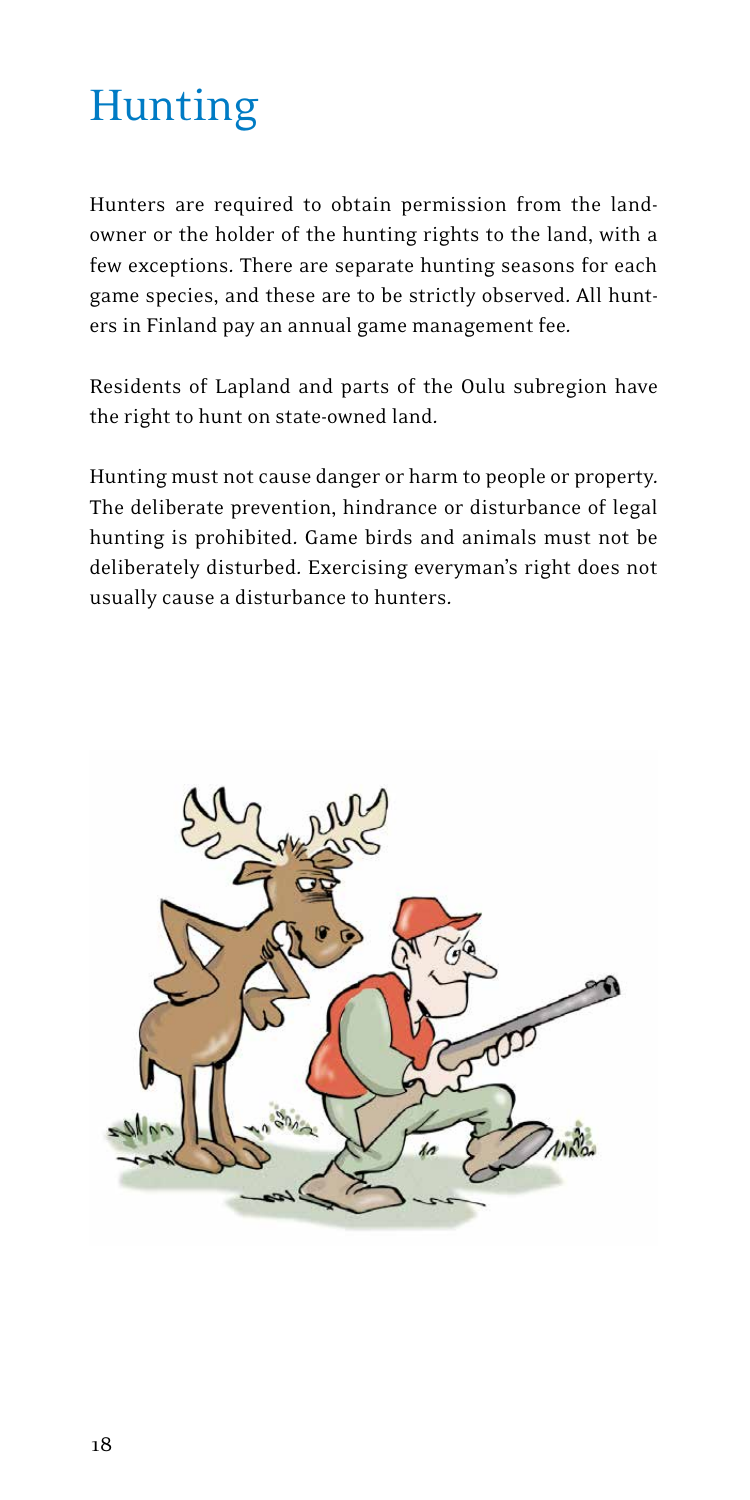# Hunting

Hunters are required to obtain permission from the landowner or the holder of the hunting rights to the land, with a few exceptions. There are separate hunting seasons for each game species, and these are to be strictly observed. All hunters in Finland pay an annual game management fee.

Residents of Lapland and parts of the Oulu subregion have the right to hunt on state-owned land.

Hunting must not cause danger or harm to people or property. The deliberate prevention, hindrance or disturbance of legal hunting is prohibited. Game birds and animals must not be deliberately disturbed. Exercising everyman's right does not usually cause a disturbance to hunters.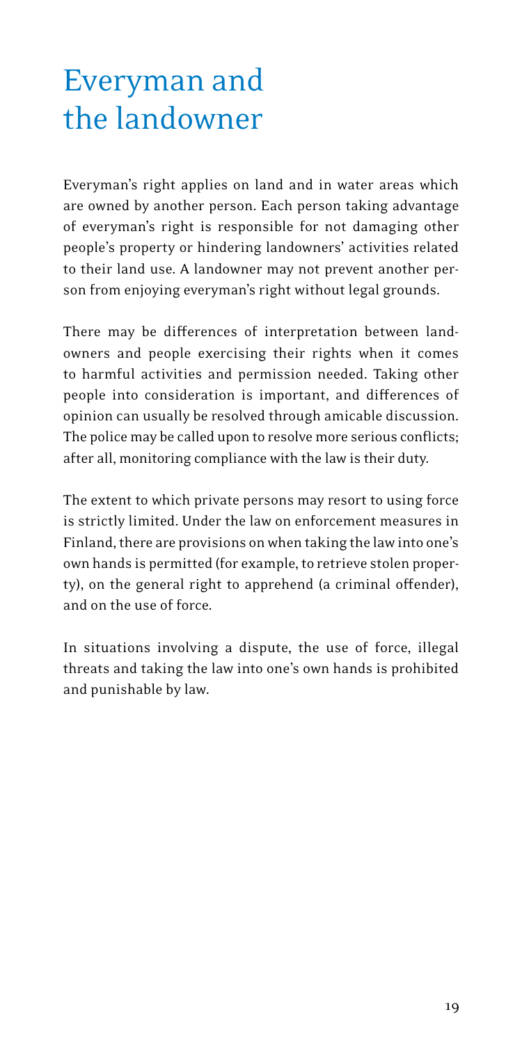# Everyman and the landowner

Everyman's right applies on land and in water areas which are owned by another person. Each person taking advantage of everyman's right is responsible for not damaging other people's property or hindering landowners' activities related to their land use. A landowner may not prevent another person from enjoying everyman's right without legal grounds.

There may be differences of interpretation between landowners and people exercising their rights when it comes to harmful activities and permission needed. Taking other people into consideration is important, and differences of opinion can usually be resolved through amicable discussion. The police may be called upon to resolve more serious conflicts; after all, monitoring compliance with the law is their duty.

The extent to which private persons may resort to using force is strictly limited. Under the law on enforcement measures in Finland, there are provisions on when taking the law into one's own hands is permitted (for example, to retrieve stolen property), on the general right to apprehend (a criminal offender), and on the use of force.

In situations involving a dispute, the use of force, illegal threats and taking the law into one's own hands is prohibited and punishable by law.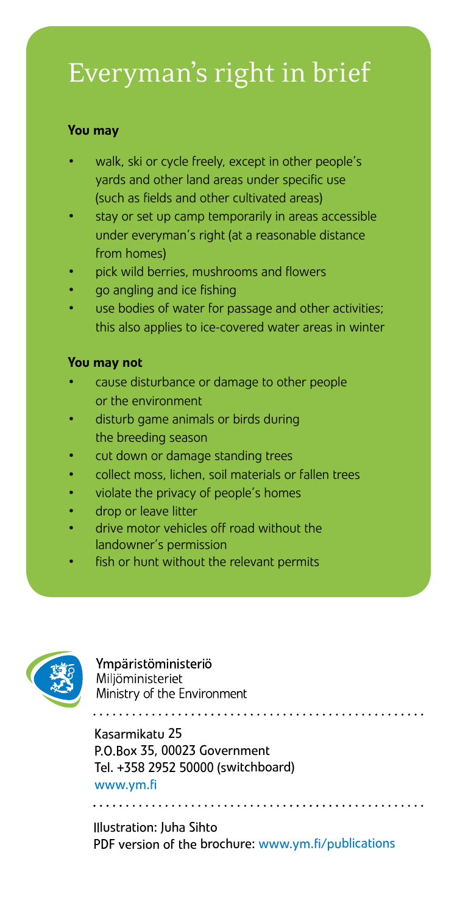# Everyman's right in brief

**You may**

- walk, ski or cycle freely, except in other people's yards and other land areas under specific use (such as fields and other cultivated areas)
- stay or set up camp temporarily in areas accessible under everyman's right (at a reasonable distance from homes)
- pick wild berries, mushrooms and flowers
- go angling and ice fishing
- use bodies of water for passage and other activities; this also applies to ice-covered water areas in winter

**You may not**

- cause disturbance or damage to other people or the environment
- disturb game animals or birds during the breeding season
- cut down or damage standing trees
- collect moss, lichen, soil materials or fallen trees
- violate the privacy of people's homes
- drop or leave litter
- drive motor vehicles off road without the landowner's permission
- fish or hunt without the relevant permits

Ympäristöministeriö
Miljöministeriet
Ministry of the Environment

Kasarmikatu 25
P.O.Box 35, 00023 Government
Tel. +358 2952 50000 (switchboard)
www.ym.fi

Illustration: Juha Sihto
PDF version of the brochure: www.ym.fi/publications